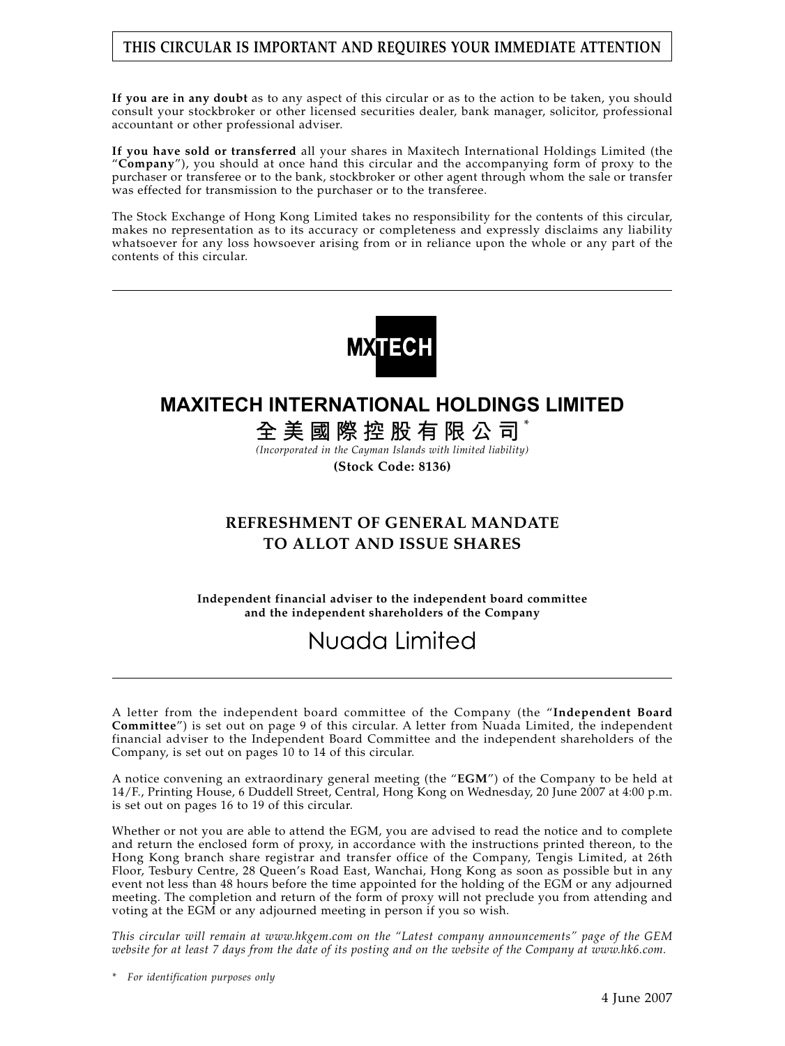**THIS CIRCULAR IS IMPORTANT AND REQUIRES YOUR IMMEDIATE ATTENTION**

**If you are in any doubt** as to any aspect of this circular or as to the action to be taken, you should consult your stockbroker or other licensed securities dealer, bank manager, solicitor, professional accountant or other professional adviser.

**If you have sold or transferred** all your shares in Maxitech International Holdings Limited (the "**Company**"), you should at once hand this circular and the accompanying form of proxy to the purchaser or transferee or to the bank, stockbroker or other agent through whom the sale or transfer was effected for transmission to the purchaser or to the transferee.

The Stock Exchange of Hong Kong Limited takes no responsibility for the contents of this circular, makes no representation as to its accuracy or completeness and expressly disclaims any liability whatsoever for any loss howsoever arising from or in reliance upon the whole or any part of the contents of this circular.

MXTECH

# MAXITECH INTERNATIONAL HOLDINGS LIMITED

# 全美國際控股有限公司*

*(Incorporated in the Cayman Islands with limited liability)*

**(Stock Code: 8136)**

## REFRESHMENT OF GENERAL MANDATE TO ALLOT AND ISSUE SHARES

**Independent financial adviser to the independent board committee and the independent shareholders of the Company**

Nuada Limited

A letter from the independent board committee of the Company (the "**Independent Board Committee**") is set out on page 9 of this circular. A letter from Nuada Limited, the independent financial adviser to the Independent Board Committee and the independent shareholders of the Company, is set out on pages 10 to 14 of this circular.

A notice convening an extraordinary general meeting (the "**EGM**") of the Company to be held at 14/F., Printing House, 6 Duddell Street, Central, Hong Kong on Wednesday, 20 June 2007 at 4:00 p.m. is set out on pages 16 to 19 of this circular.

Whether or not you are able to attend the EGM, you are advised to read the notice and to complete and return the enclosed form of proxy, in accordance with the instructions printed thereon, to the Hong Kong branch share registrar and transfer office of the Company, Tengis Limited, at 26th Floor, Tesbury Centre, 28 Queen's Road East, Wanchai, Hong Kong as soon as possible but in any event not less than 48 hours before the time appointed for the holding of the EGM or any adjourned meeting. The completion and return of the form of proxy will not preclude you from attending and voting at the EGM or any adjourned meeting in person if you so wish.

*This circular will remain at www.hkgem.com on the "Latest company announcements" page of the GEM website for at least 7 days from the date of its posting and on the website of the Company at www.hk6.com.*

\* *For identification purposes only*

4 June 2007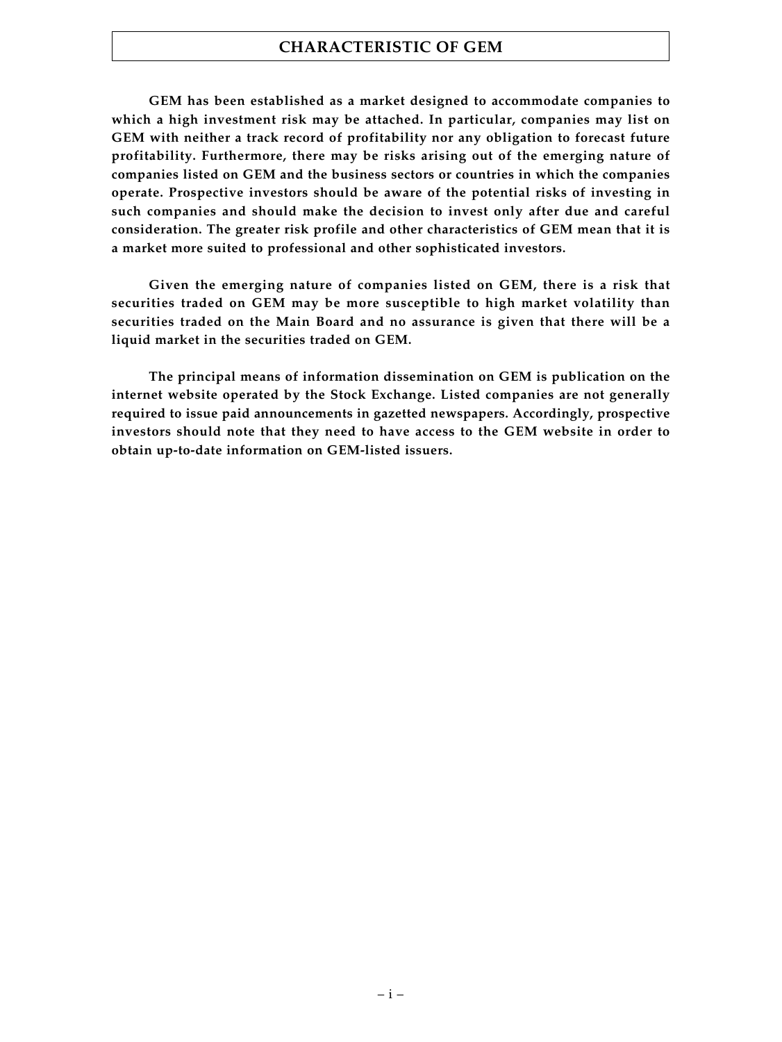# CHARACTERISTIC OF GEM

**GEM has been established as a market designed to accommodate companies to which a high investment risk may be attached. In particular, companies may list on GEM with neither a track record of profitability nor any obligation to forecast future profitability. Furthermore, there may be risks arising out of the emerging nature of companies listed on GEM and the business sectors or countries in which the companies operate. Prospective investors should be aware of the potential risks of investing in such companies and should make the decision to invest only after due and careful consideration. The greater risk profile and other characteristics of GEM mean that it is a market more suited to professional and other sophisticated investors.**

**Given the emerging nature of companies listed on GEM, there is a risk that securities traded on GEM may be more susceptible to high market volatility than securities traded on the Main Board and no assurance is given that there will be a liquid market in the securities traded on GEM.**

**The principal means of information dissemination on GEM is publication on the internet website operated by the Stock Exchange. Listed companies are not generally required to issue paid announcements in gazetted newspapers. Accordingly, prospective investors should note that they need to have access to the GEM website in order to obtain up-to-date information on GEM-listed issuers.**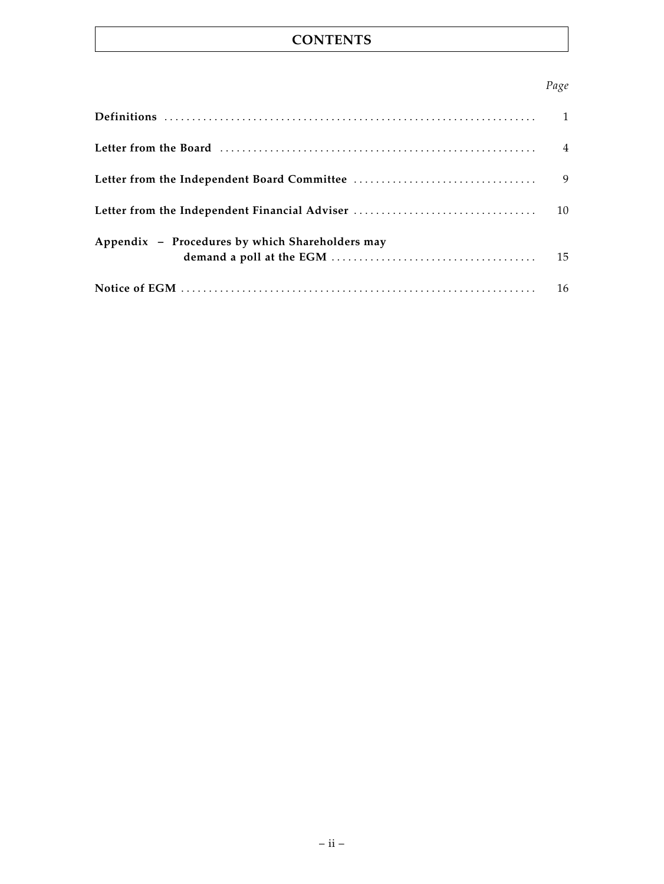# CONTENTS

| | *Page* |
|---|---|
| **Definitions** | 1 |
| **Letter from the Board** | 4 |
| **Letter from the Independent Board Committee** | 9 |
| **Letter from the Independent Financial Adviser** | 10 |
| **Appendix – Procedures by which Shareholders may demand a poll at the EGM** | 15 |
| **Notice of EGM** | 16 |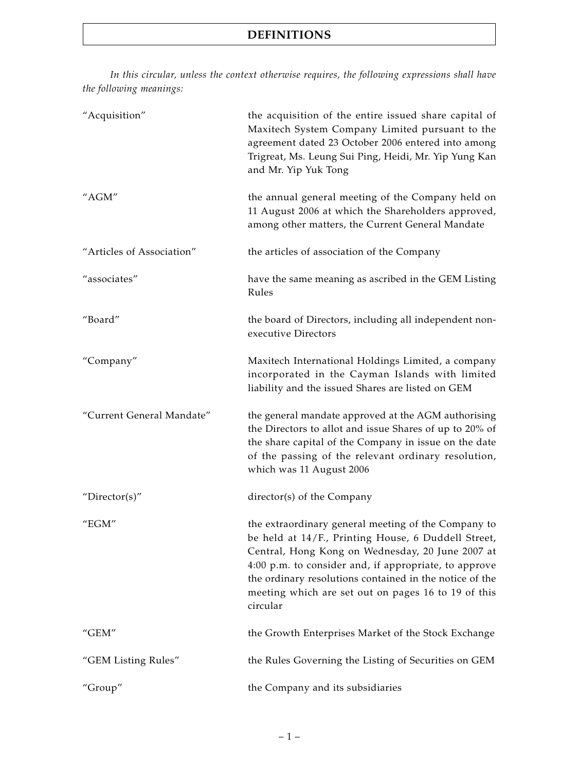# DEFINITIONS

*In this circular, unless the context otherwise requires, the following expressions shall have the following meanings:*

| | |
|---|---|
| "Acquisition" | the acquisition of the entire issued share capital of Maxitech System Company Limited pursuant to the agreement dated 23 October 2006 entered into among Trigreat, Ms. Leung Sui Ping, Heidi, Mr. Yip Yung Kan and Mr. Yip Yuk Tong |
| "AGM" | the annual general meeting of the Company held on 11 August 2006 at which the Shareholders approved, among other matters, the Current General Mandate |
| "Articles of Association" | the articles of association of the Company |
| "associates" | have the same meaning as ascribed in the GEM Listing Rules |
| "Board" | the board of Directors, including all independent non-executive Directors |
| "Company" | Maxitech International Holdings Limited, a company incorporated in the Cayman Islands with limited liability and the issued Shares are listed on GEM |
| "Current General Mandate" | the general mandate approved at the AGM authorising the Directors to allot and issue Shares of up to 20% of the share capital of the Company in issue on the date of the passing of the relevant ordinary resolution, which was 11 August 2006 |
| "Director(s)" | director(s) of the Company |
| "EGM" | the extraordinary general meeting of the Company to be held at 14/F., Printing House, 6 Duddell Street, Central, Hong Kong on Wednesday, 20 June 2007 at 4:00 p.m. to consider and, if appropriate, to approve the ordinary resolutions contained in the notice of the meeting which are set out on pages 16 to 19 of this circular |
| "GEM" | the Growth Enterprises Market of the Stock Exchange |
| "GEM Listing Rules" | the Rules Governing the Listing of Securities on GEM |
| "Group" | the Company and its subsidiaries |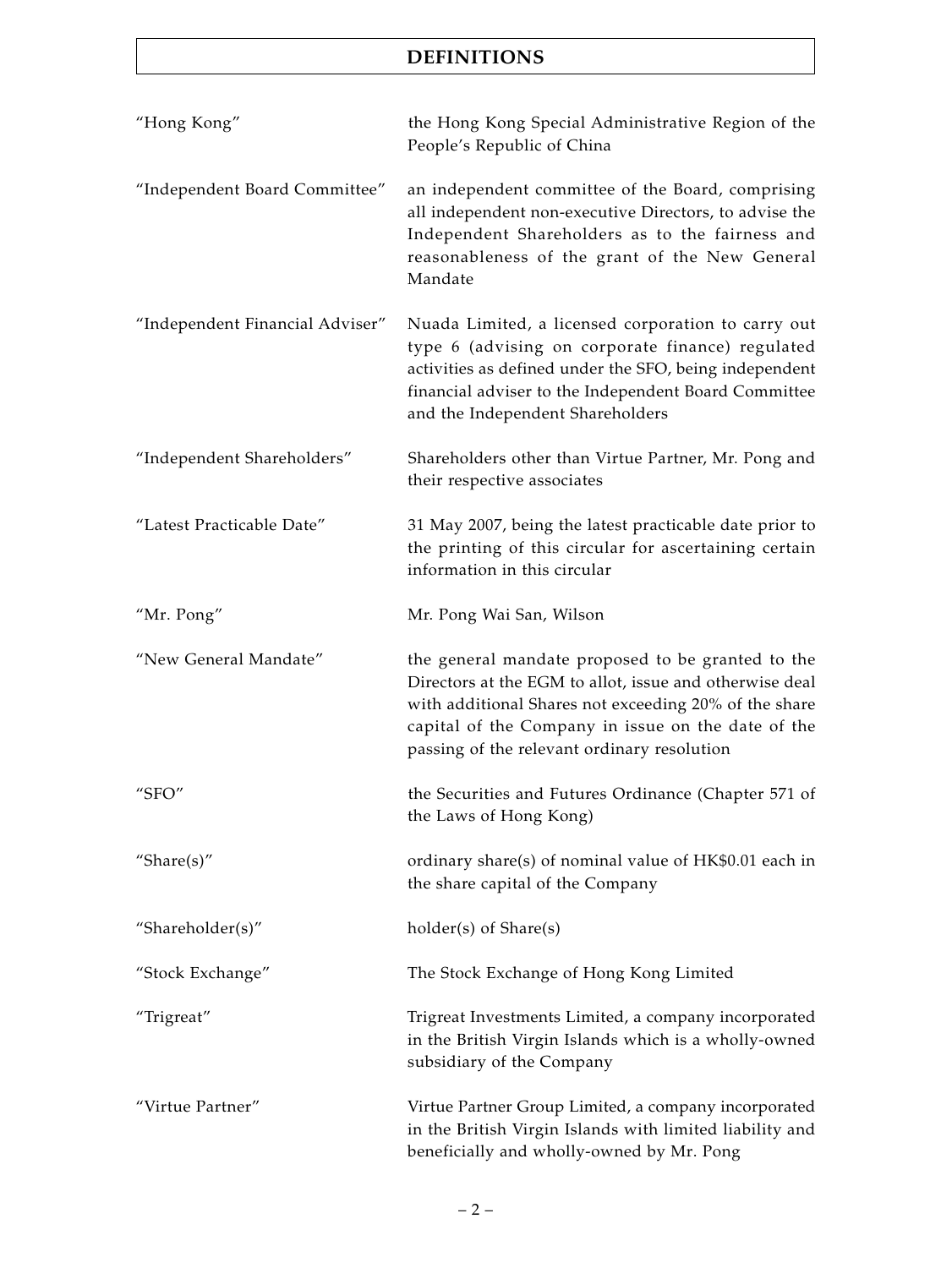# DEFINITIONS

| | |
|---|---|
| "Hong Kong" | the Hong Kong Special Administrative Region of the People's Republic of China |
| "Independent Board Committee" | an independent committee of the Board, comprising all independent non-executive Directors, to advise the Independent Shareholders as to the fairness and reasonableness of the grant of the New General Mandate |
| "Independent Financial Adviser" | Nuada Limited, a licensed corporation to carry out type 6 (advising on corporate finance) regulated activities as defined under the SFO, being independent financial adviser to the Independent Board Committee and the Independent Shareholders |
| "Independent Shareholders" | Shareholders other than Virtue Partner, Mr. Pong and their respective associates |
| "Latest Practicable Date" | 31 May 2007, being the latest practicable date prior to the printing of this circular for ascertaining certain information in this circular |
| "Mr. Pong" | Mr. Pong Wai San, Wilson |
| "New General Mandate" | the general mandate proposed to be granted to the Directors at the EGM to allot, issue and otherwise deal with additional Shares not exceeding 20% of the share capital of the Company in issue on the date of the passing of the relevant ordinary resolution |
| "SFO" | the Securities and Futures Ordinance (Chapter 571 of the Laws of Hong Kong) |
| "Share(s)" | ordinary share(s) of nominal value of HK$0.01 each in the share capital of the Company |
| "Shareholder(s)" | holder(s) of Share(s) |
| "Stock Exchange" | The Stock Exchange of Hong Kong Limited |
| "Trigreat" | Trigreat Investments Limited, a company incorporated in the British Virgin Islands which is a wholly-owned subsidiary of the Company |
| "Virtue Partner" | Virtue Partner Group Limited, a company incorporated in the British Virgin Islands with limited liability and beneficially and wholly-owned by Mr. Pong |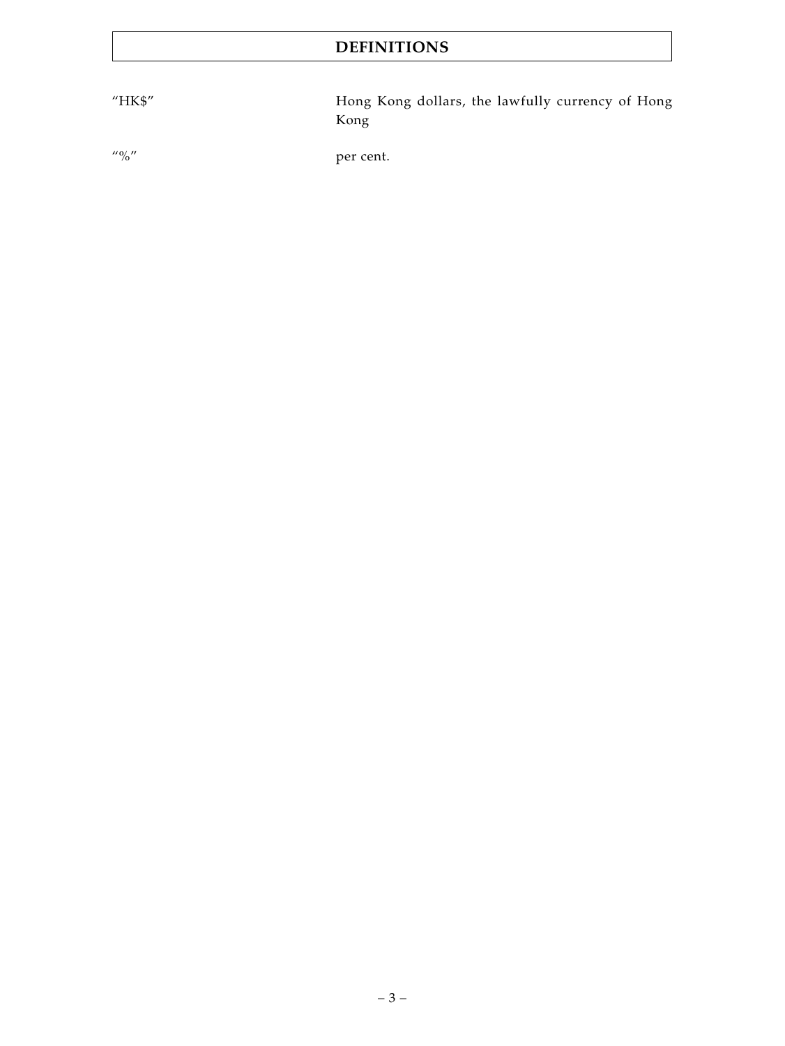# DEFINITIONS

| | |
|---|---|
| "HK$" | Hong Kong dollars, the lawfully currency of Hong Kong |
| "%" | per cent. |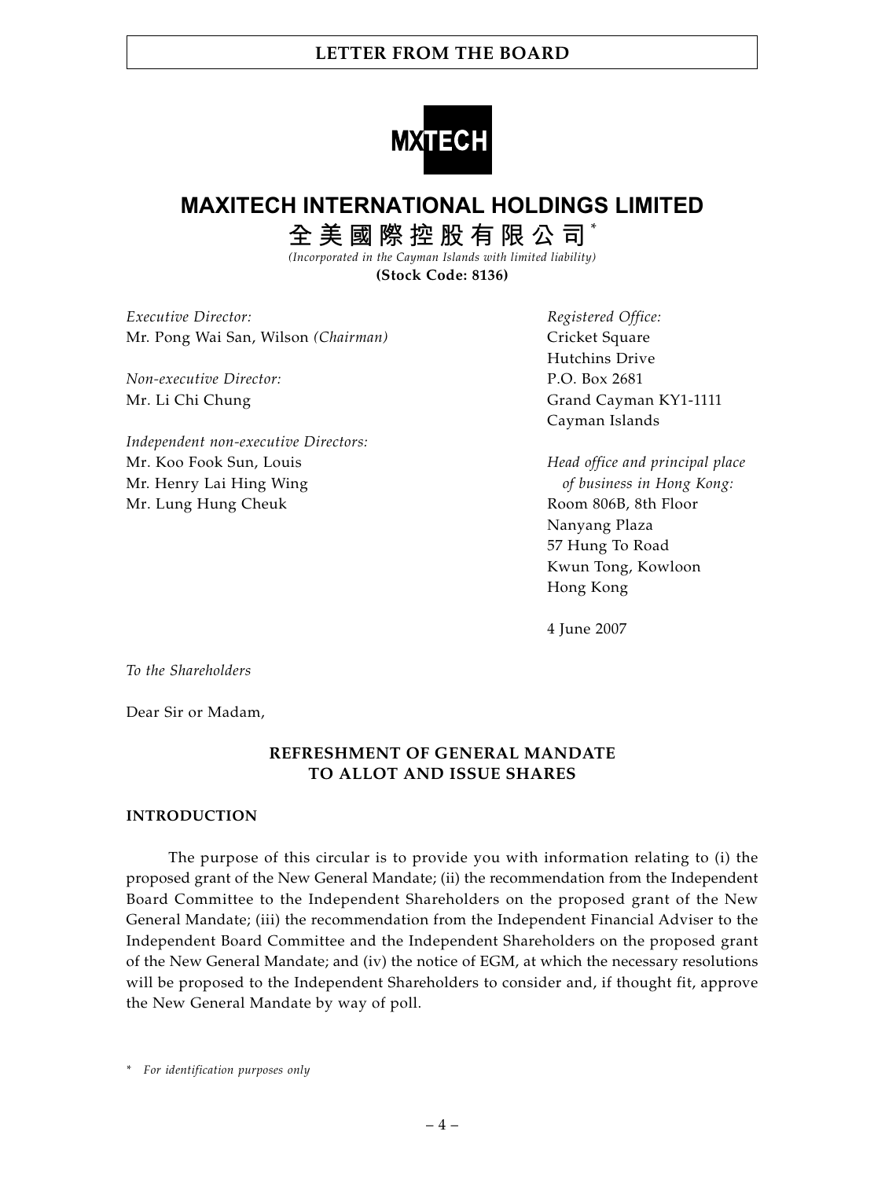MXTECH

# MAXITECH INTERNATIONAL HOLDINGS LIMITED

# 全美國際控股有限公司*

*(Incorporated in the Cayman Islands with limited liability)*

**(Stock Code: 8136)**

*Executive Director:*
Mr. Pong Wai San, Wilson *(Chairman)*

*Non-executive Director:*
Mr. Li Chi Chung

*Independent non-executive Directors:*
Mr. Koo Fook Sun, Louis
Mr. Henry Lai Hing Wing
Mr. Lung Hung Cheuk

*Registered Office:*
Cricket Square
Hutchins Drive
P.O. Box 2681
Grand Cayman KY1-1111
Cayman Islands

*Head office and principal place of business in Hong Kong:*
Room 806B, 8th Floor
Nanyang Plaza
57 Hung To Road
Kwun Tong, Kowloon
Hong Kong

4 June 2007

*To the Shareholders*

Dear Sir or Madam,

## REFRESHMENT OF GENERAL MANDATE TO ALLOT AND ISSUE SHARES

### INTRODUCTION

The purpose of this circular is to provide you with information relating to (i) the proposed grant of the New General Mandate; (ii) the recommendation from the Independent Board Committee to the Independent Shareholders on the proposed grant of the New General Mandate; (iii) the recommendation from the Independent Financial Adviser to the Independent Board Committee and the Independent Shareholders on the proposed grant of the New General Mandate; and (iv) the notice of EGM, at which the necessary resolutions will be proposed to the Independent Shareholders to consider and, if thought fit, approve the New General Mandate by way of poll.

\* *For identification purposes only*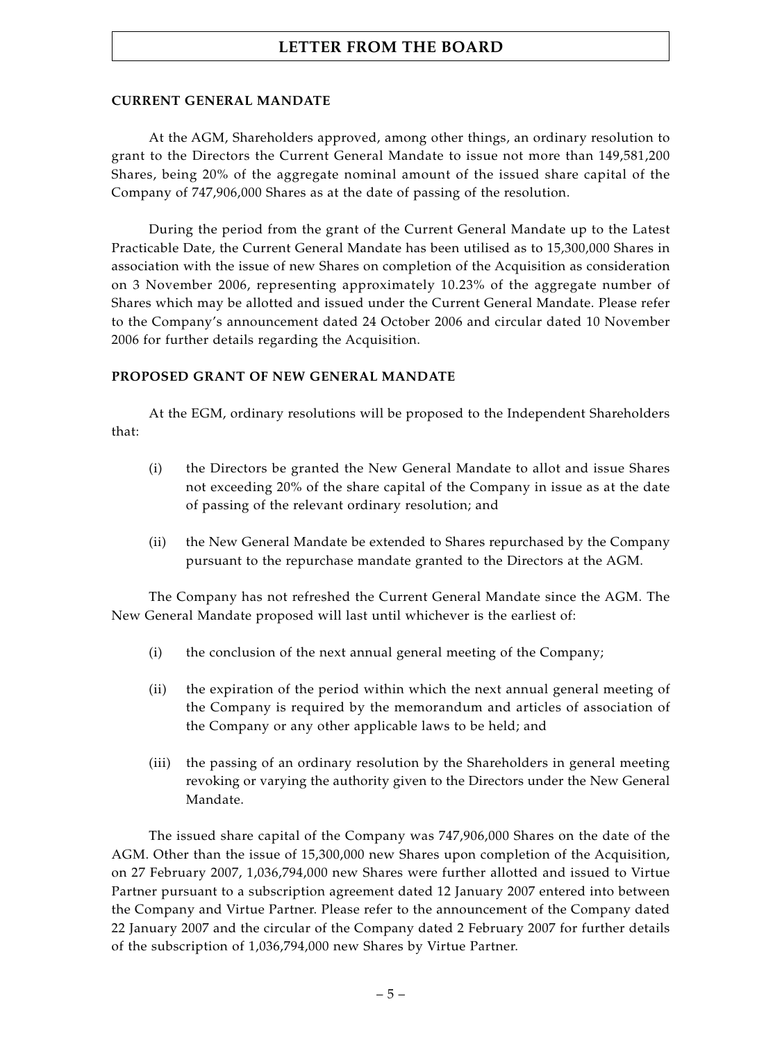# LETTER FROM THE BOARD

## CURRENT GENERAL MANDATE

At the AGM, Shareholders approved, among other things, an ordinary resolution to grant to the Directors the Current General Mandate to issue not more than 149,581,200 Shares, being 20% of the aggregate nominal amount of the issued share capital of the Company of 747,906,000 Shares as at the date of passing of the resolution.

During the period from the grant of the Current General Mandate up to the Latest Practicable Date, the Current General Mandate has been utilised as to 15,300,000 Shares in association with the issue of new Shares on completion of the Acquisition as consideration on 3 November 2006, representing approximately 10.23% of the aggregate number of Shares which may be allotted and issued under the Current General Mandate. Please refer to the Company's announcement dated 24 October 2006 and circular dated 10 November 2006 for further details regarding the Acquisition.

## PROPOSED GRANT OF NEW GENERAL MANDATE

At the EGM, ordinary resolutions will be proposed to the Independent Shareholders that:

(i) the Directors be granted the New General Mandate to allot and issue Shares not exceeding 20% of the share capital of the Company in issue as at the date of passing of the relevant ordinary resolution; and

(ii) the New General Mandate be extended to Shares repurchased by the Company pursuant to the repurchase mandate granted to the Directors at the AGM.

The Company has not refreshed the Current General Mandate since the AGM. The New General Mandate proposed will last until whichever is the earliest of:

(i) the conclusion of the next annual general meeting of the Company;

(ii) the expiration of the period within which the next annual general meeting of the Company is required by the memorandum and articles of association of the Company or any other applicable laws to be held; and

(iii) the passing of an ordinary resolution by the Shareholders in general meeting revoking or varying the authority given to the Directors under the New General Mandate.

The issued share capital of the Company was 747,906,000 Shares on the date of the AGM. Other than the issue of 15,300,000 new Shares upon completion of the Acquisition, on 27 February 2007, 1,036,794,000 new Shares were further allotted and issued to Virtue Partner pursuant to a subscription agreement dated 12 January 2007 entered into between the Company and Virtue Partner. Please refer to the announcement of the Company dated 22 January 2007 and the circular of the Company dated 2 February 2007 for further details of the subscription of 1,036,794,000 new Shares by Virtue Partner.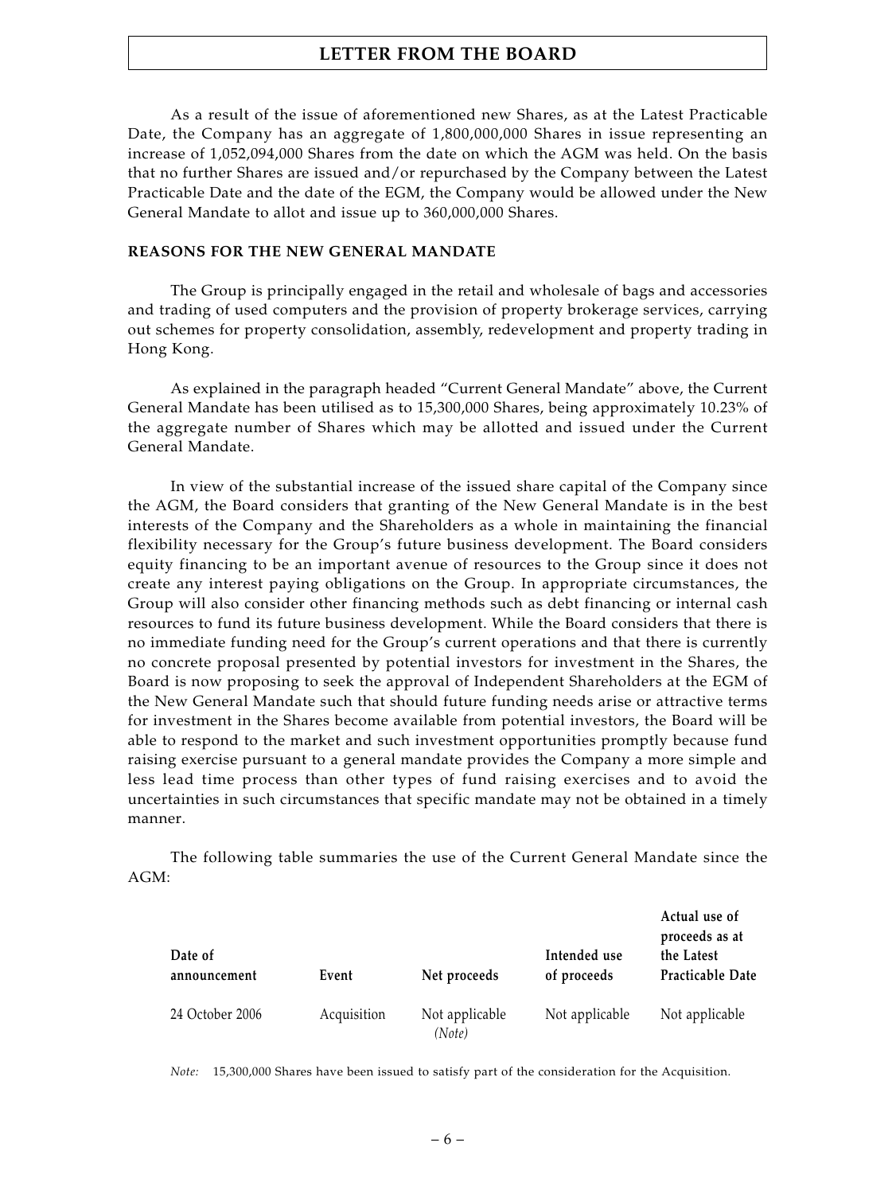As a result of the issue of aforementioned new Shares, as at the Latest Practicable Date, the Company has an aggregate of 1,800,000,000 Shares in issue representing an increase of 1,052,094,000 Shares from the date on which the AGM was held. On the basis that no further Shares are issued and/or repurchased by the Company between the Latest Practicable Date and the date of the EGM, the Company would be allowed under the New General Mandate to allot and issue up to 360,000,000 Shares.

## REASONS FOR THE NEW GENERAL MANDATE

The Group is principally engaged in the retail and wholesale of bags and accessories and trading of used computers and the provision of property brokerage services, carrying out schemes for property consolidation, assembly, redevelopment and property trading in Hong Kong.

As explained in the paragraph headed "Current General Mandate" above, the Current General Mandate has been utilised as to 15,300,000 Shares, being approximately 10.23% of the aggregate number of Shares which may be allotted and issued under the Current General Mandate.

In view of the substantial increase of the issued share capital of the Company since the AGM, the Board considers that granting of the New General Mandate is in the best interests of the Company and the Shareholders as a whole in maintaining the financial flexibility necessary for the Group's future business development. The Board considers equity financing to be an important avenue of resources to the Group since it does not create any interest paying obligations on the Group. In appropriate circumstances, the Group will also consider other financing methods such as debt financing or internal cash resources to fund its future business development. While the Board considers that there is no immediate funding need for the Group's current operations and that there is currently no concrete proposal presented by potential investors for investment in the Shares, the Board is now proposing to seek the approval of Independent Shareholders at the EGM of the New General Mandate such that should future funding needs arise or attractive terms for investment in the Shares become available from potential investors, the Board will be able to respond to the market and such investment opportunities promptly because fund raising exercise pursuant to a general mandate provides the Company a more simple and less lead time process than other types of fund raising exercises and to avoid the uncertainties in such circumstances that specific mandate may not be obtained in a timely manner.

The following table summaries the use of the Current General Mandate since the AGM:

| Date of announcement | Event | Net proceeds | Intended use of proceeds | Actual use of proceeds as at the Latest Practicable Date |
|---|---|---|---|---|
| 24 October 2006 | Acquisition | Not applicable *(Note)* | Not applicable | Not applicable |

*Note:* 15,300,000 Shares have been issued to satisfy part of the consideration for the Acquisition.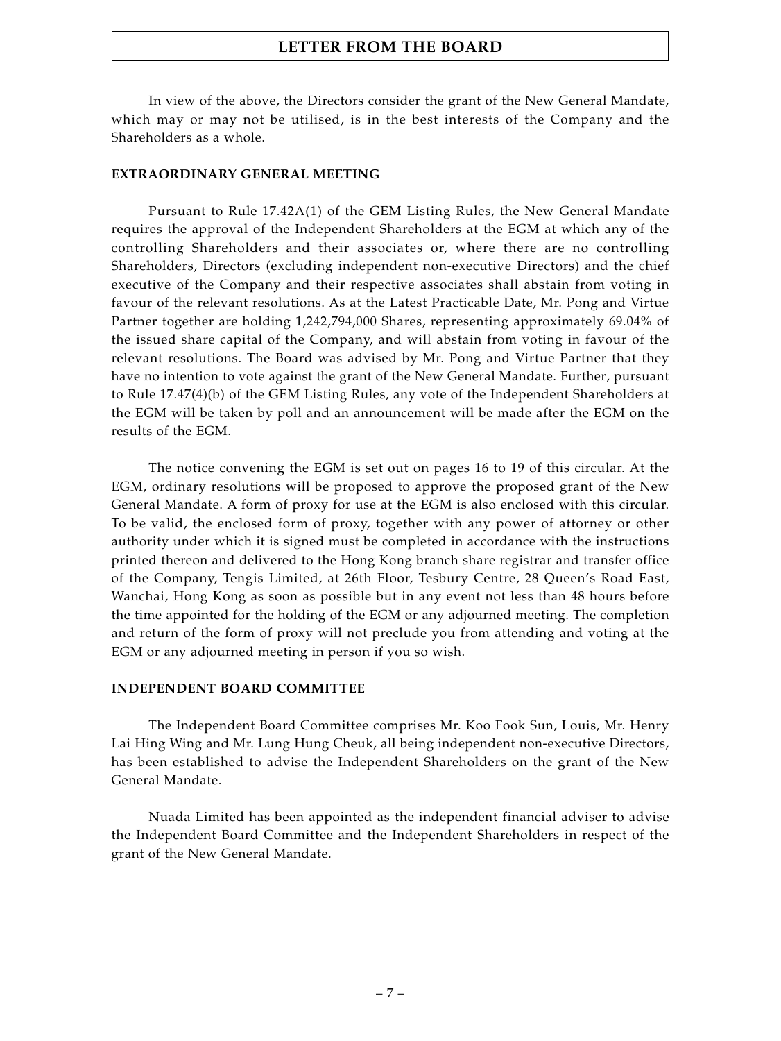In view of the above, the Directors consider the grant of the New General Mandate, which may or may not be utilised, is in the best interests of the Company and the Shareholders as a whole.

## EXTRAORDINARY GENERAL MEETING

Pursuant to Rule 17.42A(1) of the GEM Listing Rules, the New General Mandate requires the approval of the Independent Shareholders at the EGM at which any of the controlling Shareholders and their associates or, where there are no controlling Shareholders, Directors (excluding independent non-executive Directors) and the chief executive of the Company and their respective associates shall abstain from voting in favour of the relevant resolutions. As at the Latest Practicable Date, Mr. Pong and Virtue Partner together are holding 1,242,794,000 Shares, representing approximately 69.04% of the issued share capital of the Company, and will abstain from voting in favour of the relevant resolutions. The Board was advised by Mr. Pong and Virtue Partner that they have no intention to vote against the grant of the New General Mandate. Further, pursuant to Rule 17.47(4)(b) of the GEM Listing Rules, any vote of the Independent Shareholders at the EGM will be taken by poll and an announcement will be made after the EGM on the results of the EGM.

The notice convening the EGM is set out on pages 16 to 19 of this circular. At the EGM, ordinary resolutions will be proposed to approve the proposed grant of the New General Mandate. A form of proxy for use at the EGM is also enclosed with this circular. To be valid, the enclosed form of proxy, together with any power of attorney or other authority under which it is signed must be completed in accordance with the instructions printed thereon and delivered to the Hong Kong branch share registrar and transfer office of the Company, Tengis Limited, at 26th Floor, Tesbury Centre, 28 Queen's Road East, Wanchai, Hong Kong as soon as possible but in any event not less than 48 hours before the time appointed for the holding of the EGM or any adjourned meeting. The completion and return of the form of proxy will not preclude you from attending and voting at the EGM or any adjourned meeting in person if you so wish.

## INDEPENDENT BOARD COMMITTEE

The Independent Board Committee comprises Mr. Koo Fook Sun, Louis, Mr. Henry Lai Hing Wing and Mr. Lung Hung Cheuk, all being independent non-executive Directors, has been established to advise the Independent Shareholders on the grant of the New General Mandate.

Nuada Limited has been appointed as the independent financial adviser to advise the Independent Board Committee and the Independent Shareholders in respect of the grant of the New General Mandate.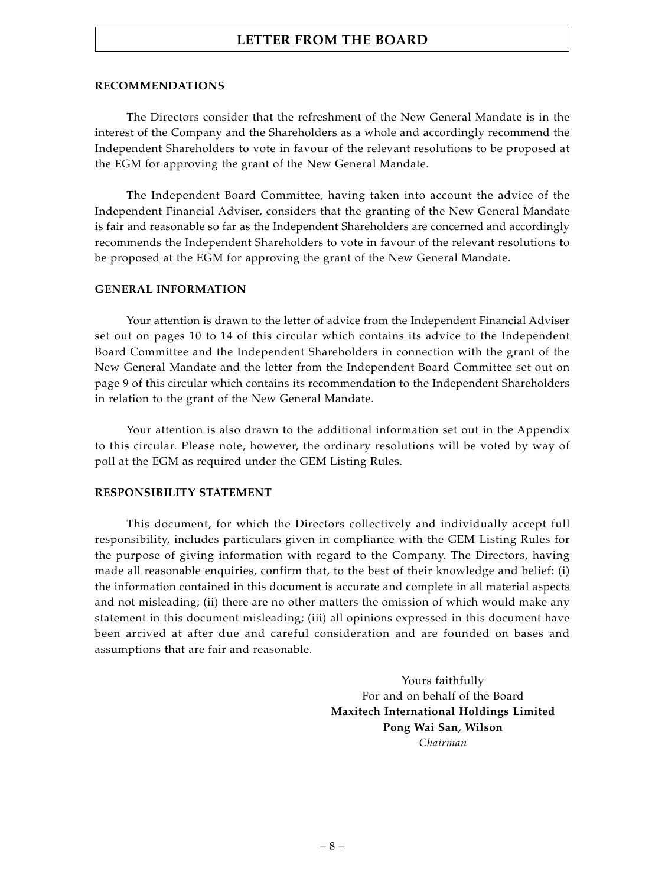## RECOMMENDATIONS

The Directors consider that the refreshment of the New General Mandate is in the interest of the Company and the Shareholders as a whole and accordingly recommend the Independent Shareholders to vote in favour of the relevant resolutions to be proposed at the EGM for approving the grant of the New General Mandate.

The Independent Board Committee, having taken into account the advice of the Independent Financial Adviser, considers that the granting of the New General Mandate is fair and reasonable so far as the Independent Shareholders are concerned and accordingly recommends the Independent Shareholders to vote in favour of the relevant resolutions to be proposed at the EGM for approving the grant of the New General Mandate.

## GENERAL INFORMATION

Your attention is drawn to the letter of advice from the Independent Financial Adviser set out on pages 10 to 14 of this circular which contains its advice to the Independent Board Committee and the Independent Shareholders in connection with the grant of the New General Mandate and the letter from the Independent Board Committee set out on page 9 of this circular which contains its recommendation to the Independent Shareholders in relation to the grant of the New General Mandate.

Your attention is also drawn to the additional information set out in the Appendix to this circular. Please note, however, the ordinary resolutions will be voted by way of poll at the EGM as required under the GEM Listing Rules.

## RESPONSIBILITY STATEMENT

This document, for which the Directors collectively and individually accept full responsibility, includes particulars given in compliance with the GEM Listing Rules for the purpose of giving information with regard to the Company. The Directors, having made all reasonable enquiries, confirm that, to the best of their knowledge and belief: (i) the information contained in this document is accurate and complete in all material aspects and not misleading; (ii) there are no other matters the omission of which would make any statement in this document misleading; (iii) all opinions expressed in this document have been arrived at after due and careful consideration and are founded on bases and assumptions that are fair and reasonable.

Yours faithfully
For and on behalf of the Board
**Maxitech International Holdings Limited**
**Pong Wai San, Wilson**
*Chairman*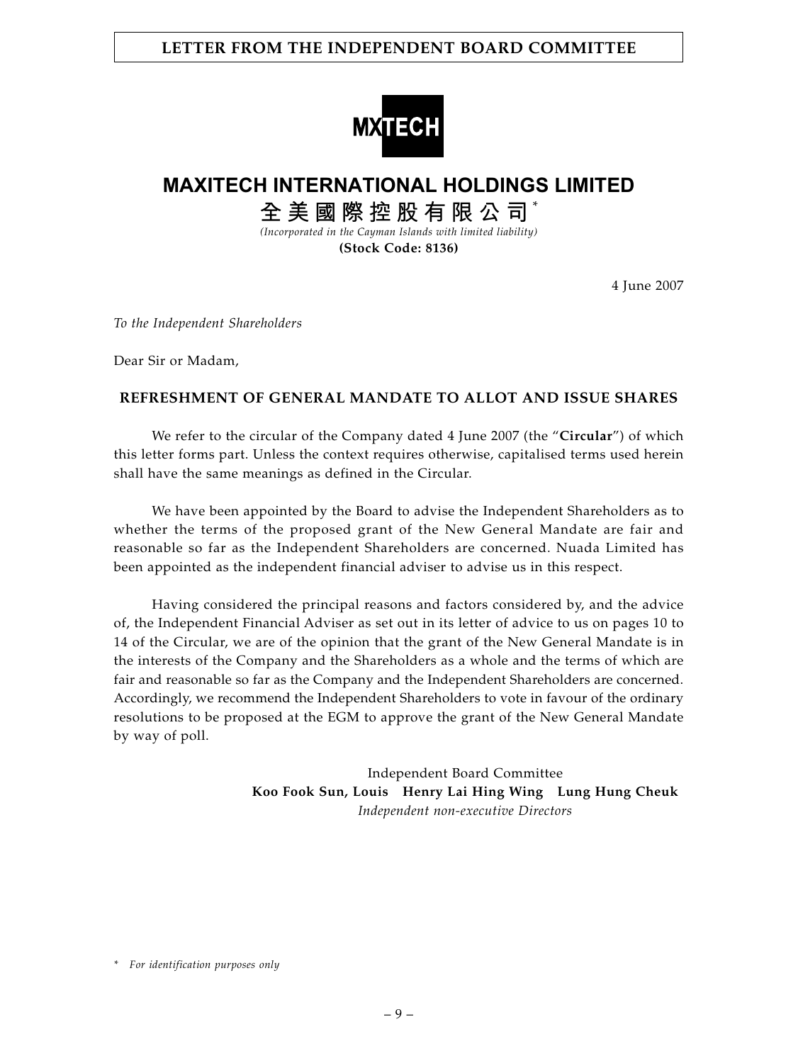# LETTER FROM THE INDEPENDENT BOARD COMMITTEE

MXTECH

# MAXITECH INTERNATIONAL HOLDINGS LIMITED

## 全美國際控股有限公司*

*(Incorporated in the Cayman Islands with limited liability)*

**(Stock Code: 8136)**

4 June 2007

*To the Independent Shareholders*

Dear Sir or Madam,

### REFRESHMENT OF GENERAL MANDATE TO ALLOT AND ISSUE SHARES

We refer to the circular of the Company dated 4 June 2007 (the "**Circular**") of which this letter forms part. Unless the context requires otherwise, capitalised terms used herein shall have the same meanings as defined in the Circular.

We have been appointed by the Board to advise the Independent Shareholders as to whether the terms of the proposed grant of the New General Mandate are fair and reasonable so far as the Independent Shareholders are concerned. Nuada Limited has been appointed as the independent financial adviser to advise us in this respect.

Having considered the principal reasons and factors considered by, and the advice of, the Independent Financial Adviser as set out in its letter of advice to us on pages 10 to 14 of the Circular, we are of the opinion that the grant of the New General Mandate is in the interests of the Company and the Shareholders as a whole and the terms of which are fair and reasonable so far as the Company and the Independent Shareholders are concerned. Accordingly, we recommend the Independent Shareholders to vote in favour of the ordinary resolutions to be proposed at the EGM to approve the grant of the New General Mandate by way of poll.

Independent Board Committee

**Koo Fook Sun, Louis Henry Lai Hing Wing Lung Hung Cheuk**

*Independent non-executive Directors*

\* *For identification purposes only*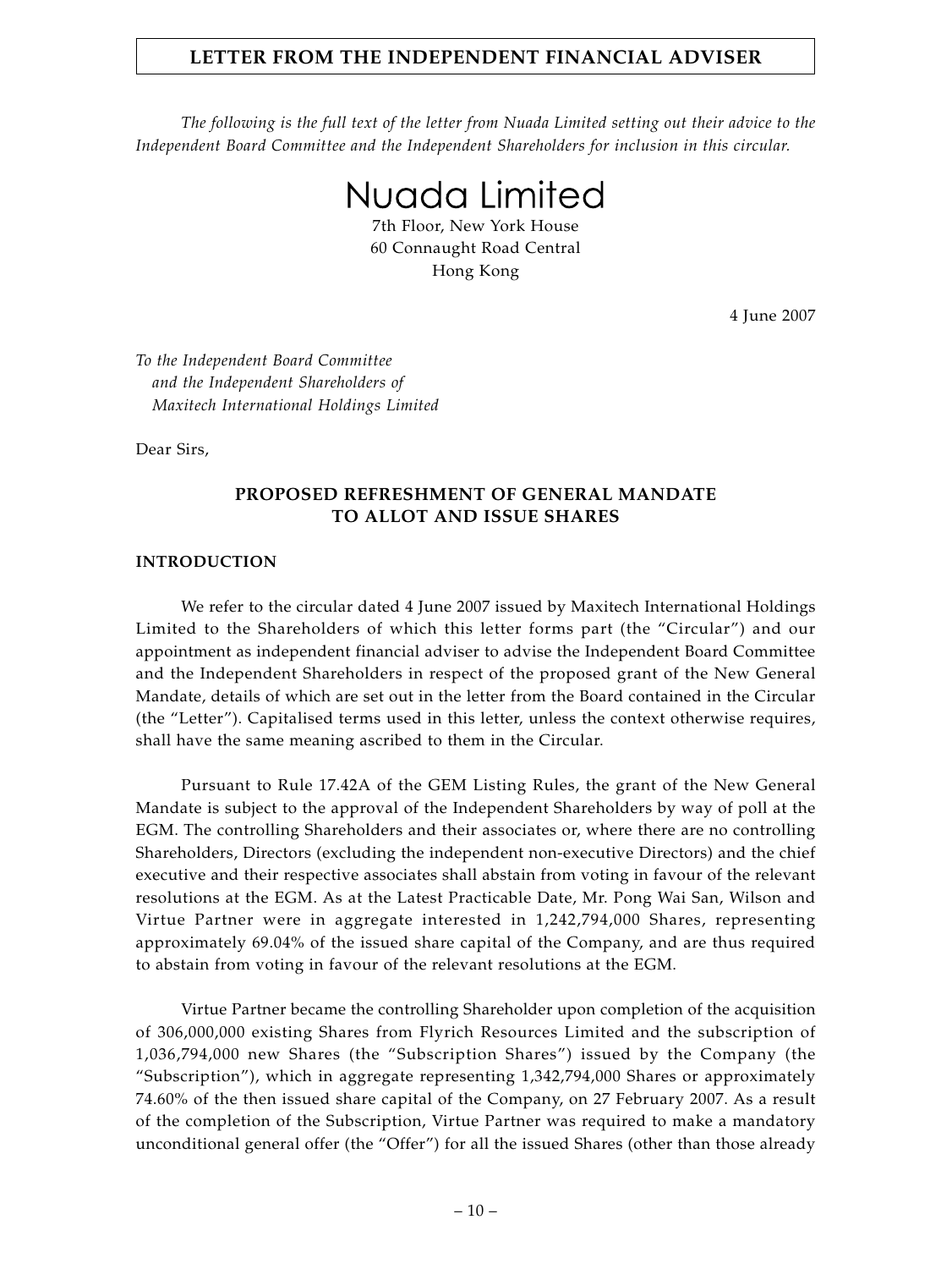# LETTER FROM THE INDEPENDENT FINANCIAL ADVISER

*The following is the full text of the letter from Nuada Limited setting out their advice to the Independent Board Committee and the Independent Shareholders for inclusion in this circular.*

## Nuada Limited

7th Floor, New York House
60 Connaught Road Central
Hong Kong

4 June 2007

*To the Independent Board Committee*
*and the Independent Shareholders of*
*Maxitech International Holdings Limited*

Dear Sirs,

**PROPOSED REFRESHMENT OF GENERAL MANDATE TO ALLOT AND ISSUE SHARES**

**INTRODUCTION**

We refer to the circular dated 4 June 2007 issued by Maxitech International Holdings Limited to the Shareholders of which this letter forms part (the "Circular") and our appointment as independent financial adviser to advise the Independent Board Committee and the Independent Shareholders in respect of the proposed grant of the New General Mandate, details of which are set out in the letter from the Board contained in the Circular (the "Letter"). Capitalised terms used in this letter, unless the context otherwise requires, shall have the same meaning ascribed to them in the Circular.

Pursuant to Rule 17.42A of the GEM Listing Rules, the grant of the New General Mandate is subject to the approval of the Independent Shareholders by way of poll at the EGM. The controlling Shareholders and their associates or, where there are no controlling Shareholders, Directors (excluding the independent non-executive Directors) and the chief executive and their respective associates shall abstain from voting in favour of the relevant resolutions at the EGM. As at the Latest Practicable Date, Mr. Pong Wai San, Wilson and Virtue Partner were in aggregate interested in 1,242,794,000 Shares, representing approximately 69.04% of the issued share capital of the Company, and are thus required to abstain from voting in favour of the relevant resolutions at the EGM.

Virtue Partner became the controlling Shareholder upon completion of the acquisition of 306,000,000 existing Shares from Flyrich Resources Limited and the subscription of 1,036,794,000 new Shares (the "Subscription Shares") issued by the Company (the "Subscription"), which in aggregate representing 1,342,794,000 Shares or approximately 74.60% of the then issued share capital of the Company, on 27 February 2007. As a result of the completion of the Subscription, Virtue Partner was required to make a mandatory unconditional general offer (the "Offer") for all the issued Shares (other than those already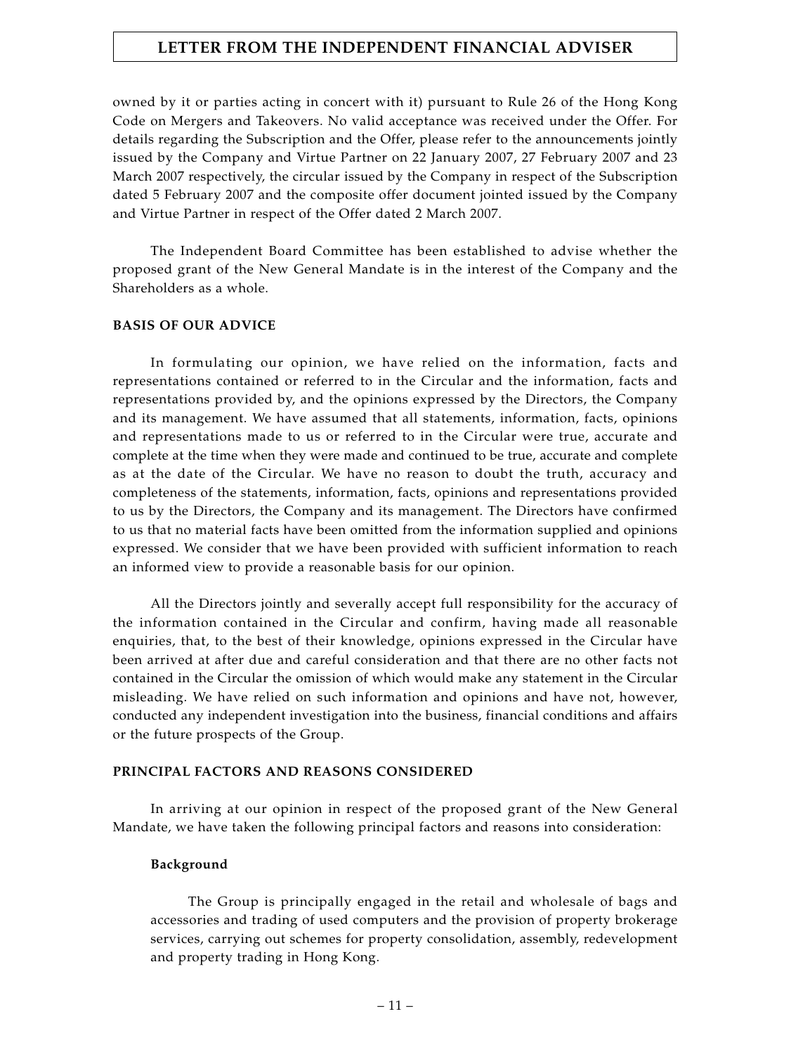owned by it or parties acting in concert with it) pursuant to Rule 26 of the Hong Kong Code on Mergers and Takeovers. No valid acceptance was received under the Offer. For details regarding the Subscription and the Offer, please refer to the announcements jointly issued by the Company and Virtue Partner on 22 January 2007, 27 February 2007 and 23 March 2007 respectively, the circular issued by the Company in respect of the Subscription dated 5 February 2007 and the composite offer document jointed issued by the Company and Virtue Partner in respect of the Offer dated 2 March 2007.

The Independent Board Committee has been established to advise whether the proposed grant of the New General Mandate is in the interest of the Company and the Shareholders as a whole.

**BASIS OF OUR ADVICE**

In formulating our opinion, we have relied on the information, facts and representations contained or referred to in the Circular and the information, facts and representations provided by, and the opinions expressed by the Directors, the Company and its management. We have assumed that all statements, information, facts, opinions and representations made to us or referred to in the Circular were true, accurate and complete at the time when they were made and continued to be true, accurate and complete as at the date of the Circular. We have no reason to doubt the truth, accuracy and completeness of the statements, information, facts, opinions and representations provided to us by the Directors, the Company and its management. The Directors have confirmed to us that no material facts have been omitted from the information supplied and opinions expressed. We consider that we have been provided with sufficient information to reach an informed view to provide a reasonable basis for our opinion.

All the Directors jointly and severally accept full responsibility for the accuracy of the information contained in the Circular and confirm, having made all reasonable enquiries, that, to the best of their knowledge, opinions expressed in the Circular have been arrived at after due and careful consideration and that there are no other facts not contained in the Circular the omission of which would make any statement in the Circular misleading. We have relied on such information and opinions and have not, however, conducted any independent investigation into the business, financial conditions and affairs or the future prospects of the Group.

**PRINCIPAL FACTORS AND REASONS CONSIDERED**

In arriving at our opinion in respect of the proposed grant of the New General Mandate, we have taken the following principal factors and reasons into consideration:

**Background**

The Group is principally engaged in the retail and wholesale of bags and accessories and trading of used computers and the provision of property brokerage services, carrying out schemes for property consolidation, assembly, redevelopment and property trading in Hong Kong.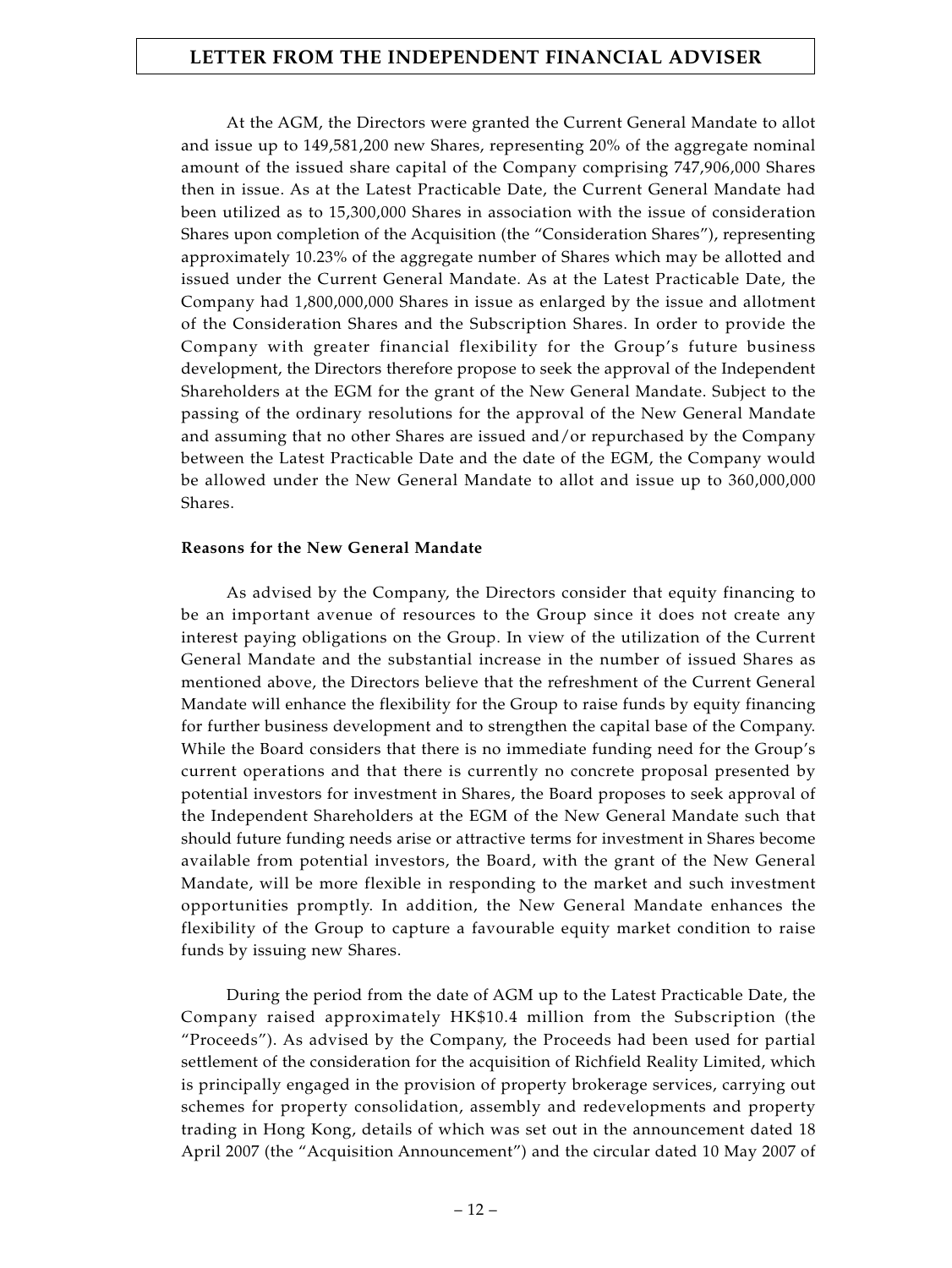At the AGM, the Directors were granted the Current General Mandate to allot and issue up to 149,581,200 new Shares, representing 20% of the aggregate nominal amount of the issued share capital of the Company comprising 747,906,000 Shares then in issue. As at the Latest Practicable Date, the Current General Mandate had been utilized as to 15,300,000 Shares in association with the issue of consideration Shares upon completion of the Acquisition (the "Consideration Shares"), representing approximately 10.23% of the aggregate number of Shares which may be allotted and issued under the Current General Mandate. As at the Latest Practicable Date, the Company had 1,800,000,000 Shares in issue as enlarged by the issue and allotment of the Consideration Shares and the Subscription Shares. In order to provide the Company with greater financial flexibility for the Group's future business development, the Directors therefore propose to seek the approval of the Independent Shareholders at the EGM for the grant of the New General Mandate. Subject to the passing of the ordinary resolutions for the approval of the New General Mandate and assuming that no other Shares are issued and/or repurchased by the Company between the Latest Practicable Date and the date of the EGM, the Company would be allowed under the New General Mandate to allot and issue up to 360,000,000 Shares.

**Reasons for the New General Mandate**

As advised by the Company, the Directors consider that equity financing to be an important avenue of resources to the Group since it does not create any interest paying obligations on the Group. In view of the utilization of the Current General Mandate and the substantial increase in the number of issued Shares as mentioned above, the Directors believe that the refreshment of the Current General Mandate will enhance the flexibility for the Group to raise funds by equity financing for further business development and to strengthen the capital base of the Company. While the Board considers that there is no immediate funding need for the Group's current operations and that there is currently no concrete proposal presented by potential investors for investment in Shares, the Board proposes to seek approval of the Independent Shareholders at the EGM of the New General Mandate such that should future funding needs arise or attractive terms for investment in Shares become available from potential investors, the Board, with the grant of the New General Mandate, will be more flexible in responding to the market and such investment opportunities promptly. In addition, the New General Mandate enhances the flexibility of the Group to capture a favourable equity market condition to raise funds by issuing new Shares.

During the period from the date of AGM up to the Latest Practicable Date, the Company raised approximately HK$10.4 million from the Subscription (the "Proceeds"). As advised by the Company, the Proceeds had been used for partial settlement of the consideration for the acquisition of Richfield Reality Limited, which is principally engaged in the provision of property brokerage services, carrying out schemes for property consolidation, assembly and redevelopments and property trading in Hong Kong, details of which was set out in the announcement dated 18 April 2007 (the "Acquisition Announcement") and the circular dated 10 May 2007 of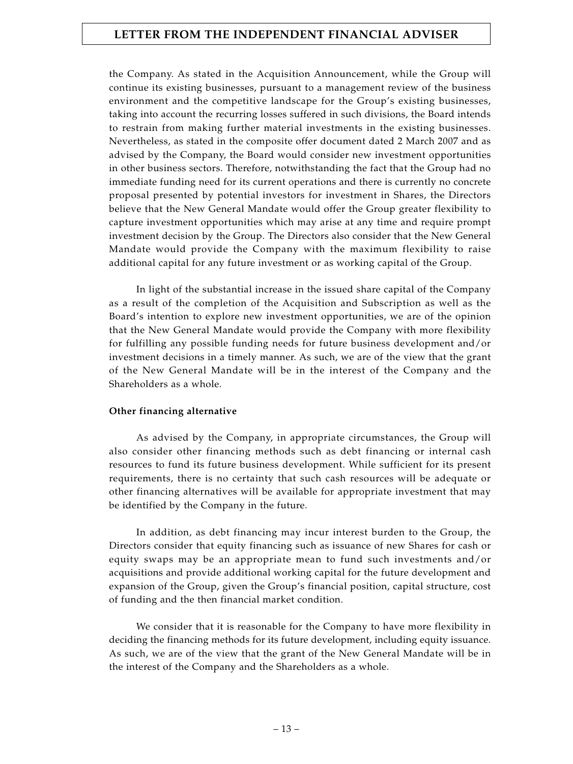the Company. As stated in the Acquisition Announcement, while the Group will continue its existing businesses, pursuant to a management review of the business environment and the competitive landscape for the Group's existing businesses, taking into account the recurring losses suffered in such divisions, the Board intends to restrain from making further material investments in the existing businesses. Nevertheless, as stated in the composite offer document dated 2 March 2007 and as advised by the Company, the Board would consider new investment opportunities in other business sectors. Therefore, notwithstanding the fact that the Group had no immediate funding need for its current operations and there is currently no concrete proposal presented by potential investors for investment in Shares, the Directors believe that the New General Mandate would offer the Group greater flexibility to capture investment opportunities which may arise at any time and require prompt investment decision by the Group. The Directors also consider that the New General Mandate would provide the Company with the maximum flexibility to raise additional capital for any future investment or as working capital of the Group.

In light of the substantial increase in the issued share capital of the Company as a result of the completion of the Acquisition and Subscription as well as the Board's intention to explore new investment opportunities, we are of the opinion that the New General Mandate would provide the Company with more flexibility for fulfilling any possible funding needs for future business development and/or investment decisions in a timely manner. As such, we are of the view that the grant of the New General Mandate will be in the interest of the Company and the Shareholders as a whole.

**Other financing alternative**

As advised by the Company, in appropriate circumstances, the Group will also consider other financing methods such as debt financing or internal cash resources to fund its future business development. While sufficient for its present requirements, there is no certainty that such cash resources will be adequate or other financing alternatives will be available for appropriate investment that may be identified by the Company in the future.

In addition, as debt financing may incur interest burden to the Group, the Directors consider that equity financing such as issuance of new Shares for cash or equity swaps may be an appropriate mean to fund such investments and/or acquisitions and provide additional working capital for the future development and expansion of the Group, given the Group's financial position, capital structure, cost of funding and the then financial market condition.

We consider that it is reasonable for the Company to have more flexibility in deciding the financing methods for its future development, including equity issuance. As such, we are of the view that the grant of the New General Mandate will be in the interest of the Company and the Shareholders as a whole.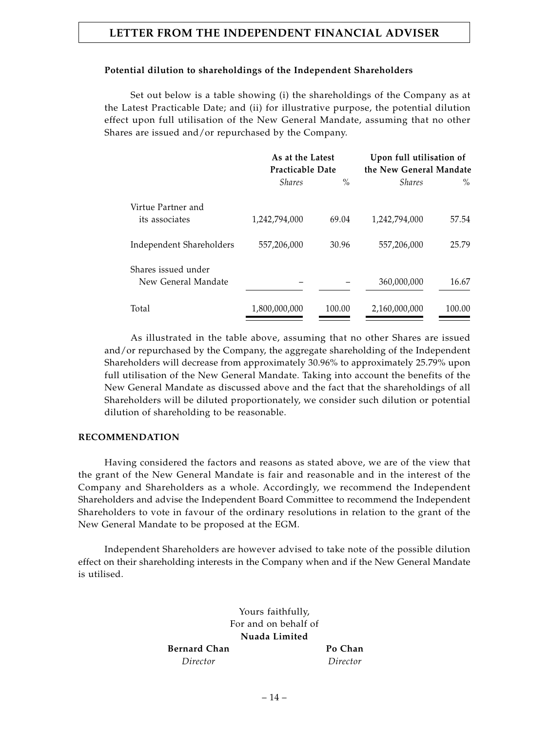**Potential dilution to shareholdings of the Independent Shareholders**

Set out below is a table showing (i) the shareholdings of the Company as at the Latest Practicable Date; and (ii) for illustrative purpose, the potential dilution effect upon full utilisation of the New General Mandate, assuming that no other Shares are issued and/or repurchased by the Company.

| | As at the Latest Practicable Date | | Upon full utilisation of the New General Mandate | |
|---|---|---|---|---|
| | *Shares* | *%* | *Shares* | *%* |
| Virtue Partner and its associates | 1,242,794,000 | 69.04 | 1,242,794,000 | 57.54 |
| Independent Shareholders | 557,206,000 | 30.96 | 557,206,000 | 25.79 |
| Shares issued under New General Mandate | – | – | 360,000,000 | 16.67 |
| Total | 1,800,000,000 | 100.00 | 2,160,000,000 | 100.00 |

As illustrated in the table above, assuming that no other Shares are issued and/or repurchased by the Company, the aggregate shareholding of the Independent Shareholders will decrease from approximately 30.96% to approximately 25.79% upon full utilisation of the New General Mandate. Taking into account the benefits of the New General Mandate as discussed above and the fact that the shareholdings of all Shareholders will be diluted proportionately, we consider such dilution or potential dilution of shareholding to be reasonable.

**RECOMMENDATION**

Having considered the factors and reasons as stated above, we are of the view that the grant of the New General Mandate is fair and reasonable and in the interest of the Company and Shareholders as a whole. Accordingly, we recommend the Independent Shareholders and advise the Independent Board Committee to recommend the Independent Shareholders to vote in favour of the ordinary resolutions in relation to the grant of the New General Mandate to be proposed at the EGM.

Independent Shareholders are however advised to take note of the possible dilution effect on their shareholding interests in the Company when and if the New General Mandate is utilised.

Yours faithfully,
For and on behalf of
**Nuada Limited**

**Bernard Chan**
*Director*

**Po Chan**
*Director*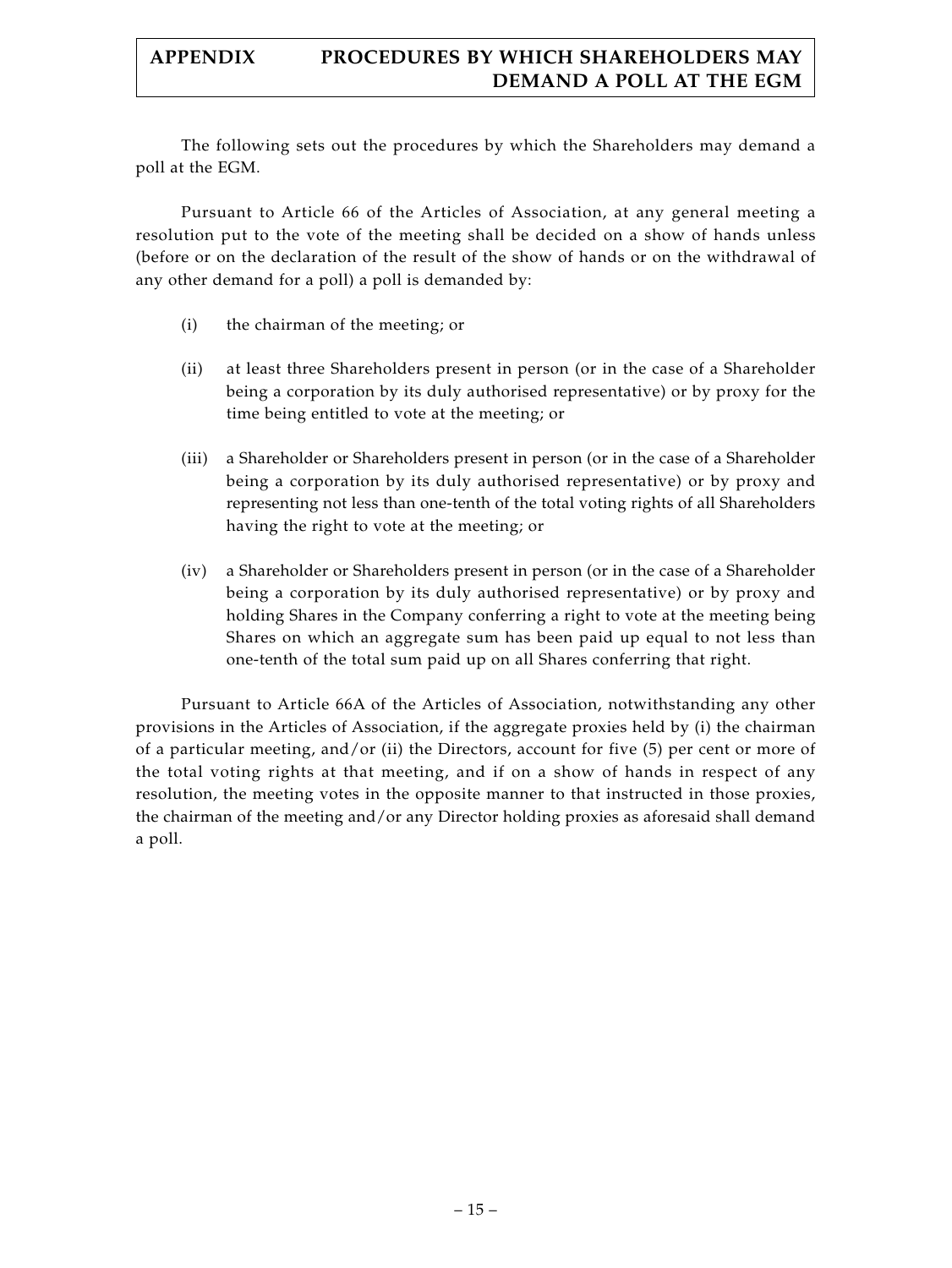# APPENDIX PROCEDURES BY WHICH SHAREHOLDERS MAY DEMAND A POLL AT THE EGM

The following sets out the procedures by which the Shareholders may demand a poll at the EGM.

Pursuant to Article 66 of the Articles of Association, at any general meeting a resolution put to the vote of the meeting shall be decided on a show of hands unless (before or on the declaration of the result of the show of hands or on the withdrawal of any other demand for a poll) a poll is demanded by:

(i) the chairman of the meeting; or

(ii) at least three Shareholders present in person (or in the case of a Shareholder being a corporation by its duly authorised representative) or by proxy for the time being entitled to vote at the meeting; or

(iii) a Shareholder or Shareholders present in person (or in the case of a Shareholder being a corporation by its duly authorised representative) or by proxy and representing not less than one-tenth of the total voting rights of all Shareholders having the right to vote at the meeting; or

(iv) a Shareholder or Shareholders present in person (or in the case of a Shareholder being a corporation by its duly authorised representative) or by proxy and holding Shares in the Company conferring a right to vote at the meeting being Shares on which an aggregate sum has been paid up equal to not less than one-tenth of the total sum paid up on all Shares conferring that right.

Pursuant to Article 66A of the Articles of Association, notwithstanding any other provisions in the Articles of Association, if the aggregate proxies held by (i) the chairman of a particular meeting, and/or (ii) the Directors, account for five (5) per cent or more of the total voting rights at that meeting, and if on a show of hands in respect of any resolution, the meeting votes in the opposite manner to that instructed in those proxies, the chairman of the meeting and/or any Director holding proxies as aforesaid shall demand a poll.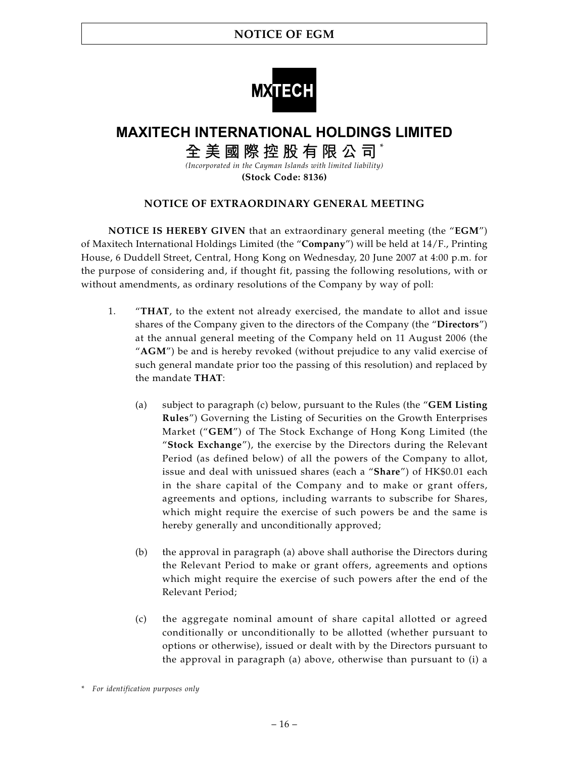MXTECH

# MAXITECH INTERNATIONAL HOLDINGS LIMITED

# 全美國際控股有限公司*

*(Incorporated in the Cayman Islands with limited liability)*

**(Stock Code: 8136)**

## NOTICE OF EXTRAORDINARY GENERAL MEETING

**NOTICE IS HEREBY GIVEN** that an extraordinary general meeting (the "**EGM**") of Maxitech International Holdings Limited (the "**Company**") will be held at 14/F., Printing House, 6 Duddell Street, Central, Hong Kong on Wednesday, 20 June 2007 at 4:00 p.m. for the purpose of considering and, if thought fit, passing the following resolutions, with or without amendments, as ordinary resolutions of the Company by way of poll:

1. "**THAT**, to the extent not already exercised, the mandate to allot and issue shares of the Company given to the directors of the Company (the "**Directors**") at the annual general meeting of the Company held on 11 August 2006 (the "**AGM**") be and is hereby revoked (without prejudice to any valid exercise of such general mandate prior too the passing of this resolution) and replaced by the mandate **THAT**:

   (a) subject to paragraph (c) below, pursuant to the Rules (the "**GEM Listing Rules**") Governing the Listing of Securities on the Growth Enterprises Market ("**GEM**") of The Stock Exchange of Hong Kong Limited (the "**Stock Exchange**"), the exercise by the Directors during the Relevant Period (as defined below) of all the powers of the Company to allot, issue and deal with unissued shares (each a "**Share**") of HK$0.01 each in the share capital of the Company and to make or grant offers, agreements and options, including warrants to subscribe for Shares, which might require the exercise of such powers be and the same is hereby generally and unconditionally approved;

   (b) the approval in paragraph (a) above shall authorise the Directors during the Relevant Period to make or grant offers, agreements and options which might require the exercise of such powers after the end of the Relevant Period;

   (c) the aggregate nominal amount of share capital allotted or agreed conditionally or unconditionally to be allotted (whether pursuant to options or otherwise), issued or dealt with by the Directors pursuant to the approval in paragraph (a) above, otherwise than pursuant to (i) a

\* *For identification purposes only*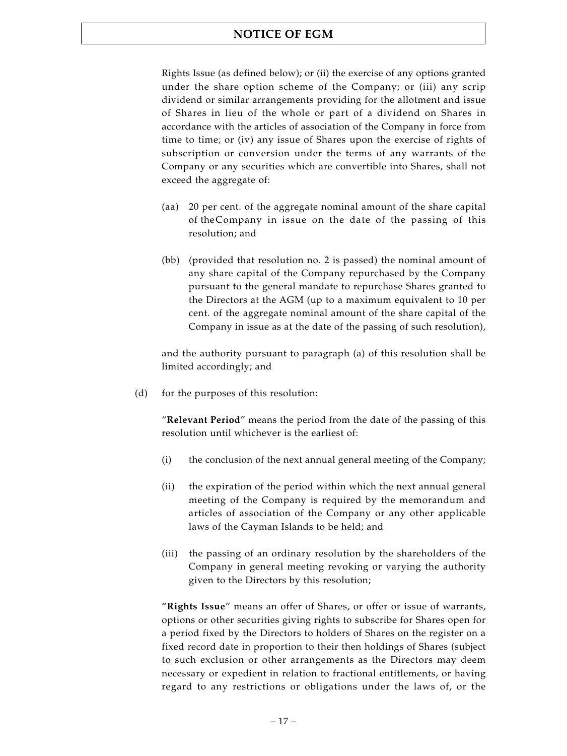Rights Issue (as defined below); or (ii) the exercise of any options granted under the share option scheme of the Company; or (iii) any scrip dividend or similar arrangements providing for the allotment and issue of Shares in lieu of the whole or part of a dividend on Shares in accordance with the articles of association of the Company in force from time to time; or (iv) any issue of Shares upon the exercise of rights of subscription or conversion under the terms of any warrants of the Company or any securities which are convertible into Shares, shall not exceed the aggregate of:

(aa) 20 per cent. of the aggregate nominal amount of the share capital of the Company in issue on the date of the passing of this resolution; and

(bb) (provided that resolution no. 2 is passed) the nominal amount of any share capital of the Company repurchased by the Company pursuant to the general mandate to repurchase Shares granted to the Directors at the AGM (up to a maximum equivalent to 10 per cent. of the aggregate nominal amount of the share capital of the Company in issue as at the date of the passing of such resolution),

and the authority pursuant to paragraph (a) of this resolution shall be limited accordingly; and

(d) for the purposes of this resolution:

"**Relevant Period**" means the period from the date of the passing of this resolution until whichever is the earliest of:

(i) the conclusion of the next annual general meeting of the Company;

(ii) the expiration of the period within which the next annual general meeting of the Company is required by the memorandum and articles of association of the Company or any other applicable laws of the Cayman Islands to be held; and

(iii) the passing of an ordinary resolution by the shareholders of the Company in general meeting revoking or varying the authority given to the Directors by this resolution;

"**Rights Issue**" means an offer of Shares, or offer or issue of warrants, options or other securities giving rights to subscribe for Shares open for a period fixed by the Directors to holders of Shares on the register on a fixed record date in proportion to their then holdings of Shares (subject to such exclusion or other arrangements as the Directors may deem necessary or expedient in relation to fractional entitlements, or having regard to any restrictions or obligations under the laws of, or the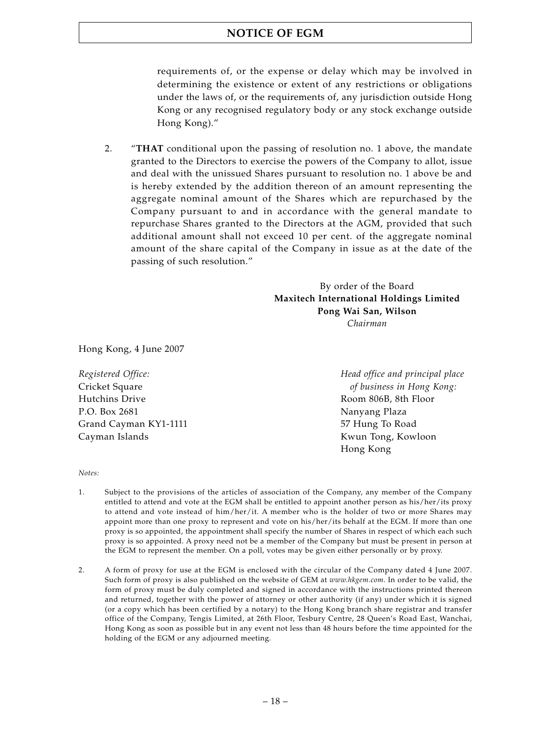requirements of, or the expense or delay which may be involved in determining the existence or extent of any restrictions or obligations under the laws of, or the requirements of, any jurisdiction outside Hong Kong or any recognised regulatory body or any stock exchange outside Hong Kong)."

2. "**THAT** conditional upon the passing of resolution no. 1 above, the mandate granted to the Directors to exercise the powers of the Company to allot, issue and deal with the unissued Shares pursuant to resolution no. 1 above be and is hereby extended by the addition thereon of an amount representing the aggregate nominal amount of the Shares which are repurchased by the Company pursuant to and in accordance with the general mandate to repurchase Shares granted to the Directors at the AGM, provided that such additional amount shall not exceed 10 per cent. of the aggregate nominal amount of the share capital of the Company in issue as at the date of the passing of such resolution."

By order of the Board
**Maxitech International Holdings Limited**
**Pong Wai San, Wilson**
*Chairman*

Hong Kong, 4 June 2007

*Registered Office:*
Cricket Square
Hutchins Drive
P.O. Box 2681
Grand Cayman KY1-1111
Cayman Islands

*Head office and principal place of business in Hong Kong:*
Room 806B, 8th Floor
Nanyang Plaza
57 Hung To Road
Kwun Tong, Kowloon
Hong Kong

*Notes:*

1. Subject to the provisions of the articles of association of the Company, any member of the Company entitled to attend and vote at the EGM shall be entitled to appoint another person as his/her/its proxy to attend and vote instead of him/her/it. A member who is the holder of two or more Shares may appoint more than one proxy to represent and vote on his/her/its behalf at the EGM. If more than one proxy is so appointed, the appointment shall specify the number of Shares in respect of which each such proxy is so appointed. A proxy need not be a member of the Company but must be present in person at the EGM to represent the member. On a poll, votes may be given either personally or by proxy.

2. A form of proxy for use at the EGM is enclosed with the circular of the Company dated 4 June 2007. Such form of proxy is also published on the website of GEM at *www.hkgem.com*. In order to be valid, the form of proxy must be duly completed and signed in accordance with the instructions printed thereon and returned, together with the power of attorney or other authority (if any) under which it is signed (or a copy which has been certified by a notary) to the Hong Kong branch share registrar and transfer office of the Company, Tengis Limited, at 26th Floor, Tesbury Centre, 28 Queen's Road East, Wanchai, Hong Kong as soon as possible but in any event not less than 48 hours before the time appointed for the holding of the EGM or any adjourned meeting.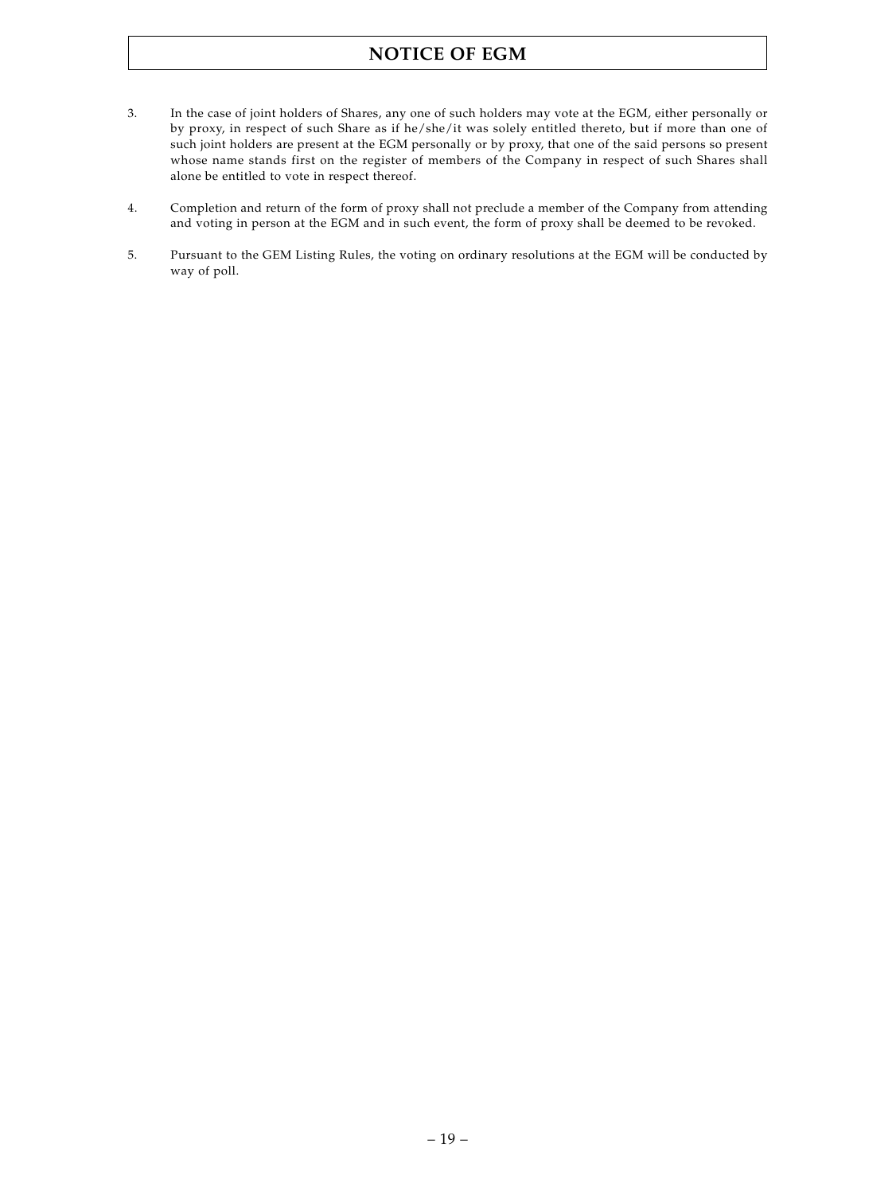3. In the case of joint holders of Shares, any one of such holders may vote at the EGM, either personally or by proxy, in respect of such Share as if he/she/it was solely entitled thereto, but if more than one of such joint holders are present at the EGM personally or by proxy, that one of the said persons so present whose name stands first on the register of members of the Company in respect of such Shares shall alone be entitled to vote in respect thereof.

4. Completion and return of the form of proxy shall not preclude a member of the Company from attending and voting in person at the EGM and in such event, the form of proxy shall be deemed to be revoked.

5. Pursuant to the GEM Listing Rules, the voting on ordinary resolutions at the EGM will be conducted by way of poll.